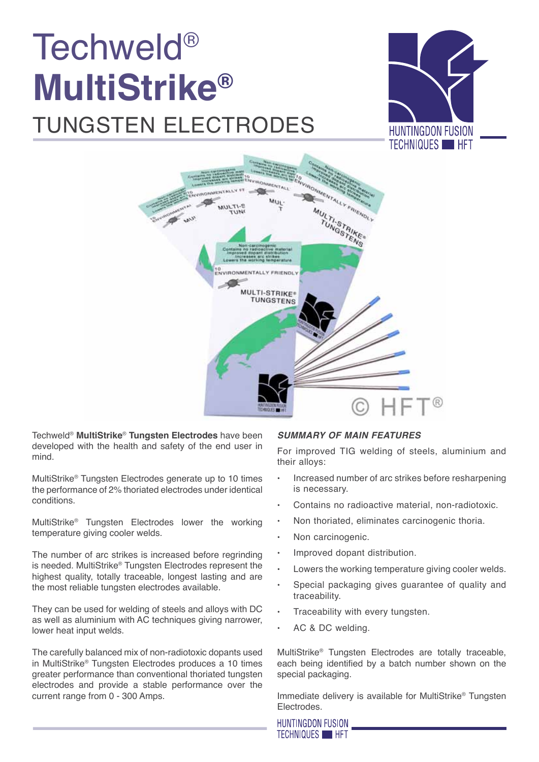# Techweld® MultiStrike® TUNGSTEN ELECTRODES

Techweld® **MultiStrike® Tungsten Electrodes** have been developed with the health and safety of the end user in mind.

MultiStrike® Tungsten Electrodes generate up to 10 times the performance of 2% thoriated electrodes under identical conditions.

MultiStrike® Tungsten Electrodes lower the working temperature giving cooler welds.

The number of arc strikes is increased before regrinding is needed. MultiStrike® Tungsten Electrodes represent the highest quality, totally traceable, longest lasting and are the most reliable tungsten electrodes available.

They can be used for welding of steels and alloys with DC as well as aluminium with AC techniques giving narrower, lower heat input welds.

The carefully balanced mix of non-radiotoxic dopants used in MultiStrike® Tungsten Electrodes produces a 10 times greater performance than conventional thoriated tungsten electrodes and provide a stable performance over the current range from 0 - 300 Amps.

## *SUMMARY OF MAIN FEATURES*

For improved TIG welding of steels, aluminium and their alloys:

- Increased number of arc strikes before resharpening is necessary.
- Contains no radioactive material, non-radiotoxic.
- Non thoriated, eliminates carcinogenic thoria.
- Non carcinogenic.
- Improved dopant distribution.
- Lowers the working temperature giving cooler welds.
- Special packaging gives guarantee of quality and traceability.
- Traceability with every tungsten.
- AC & DC welding.

MultiStrike® Tungsten Electrodes are totally traceable, each being identified by a batch number shown on the special packaging.

Immediate delivery is available for MultiStrike® Tungsten Electrodes.

HUNTINGDON FUSION TECHNIQUES HFT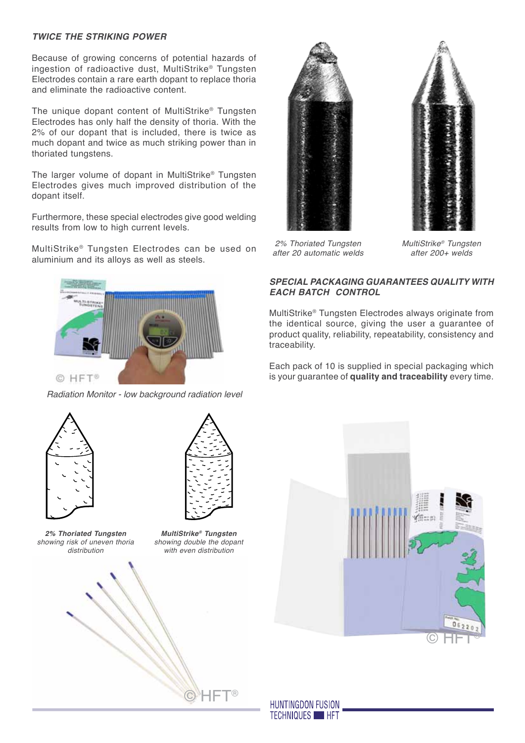### *TWICE THE STRIKING POWER*

Because of growing concerns of potential hazards of ingestion of radioactive dust, MultiStrike® Tungsten Electrodes contain a rare earth dopant to replace thoria and eliminate the radioactive content.

The unique dopant content of MultiStrike® Tungsten Electrodes has only half the density of thoria. With the 2% of our dopant that is included, there is twice as much dopant and twice as much striking power than in thoriated tungstens.

The larger volume of dopant in MultiStrike® Tungsten Electrodes gives much improved distribution of the dopant itself.

Furthermore, these special electrodes give good welding results from low to high current levels.

MultiStrike® Tungsten Electrodes can be used on aluminium and its alloys as well as steels.

*Radiation Monitor - low background radiation level*

*2% Thoriated Tungsten after 20 automatic welds*

*MultiStrike® Tungsten after 200+ welds*

### *SPECIAL PACKAGING GUARANTEES QUALITY WITH EACH BATCH CONTROL*

MultiStrike® Tungsten Electrodes always originate from the identical source, giving the user a guarantee of product quality, reliability, repeatability, consistency and traceability.

Each pack of 10 is supplied in special packaging which is your guarantee of **quality and traceability** every time.

***2% Thoriated Tungsten*** *showing risk of uneven thoria distribution*

***MultiStrike® Tungsten*** *showing double the dopant with even distribution*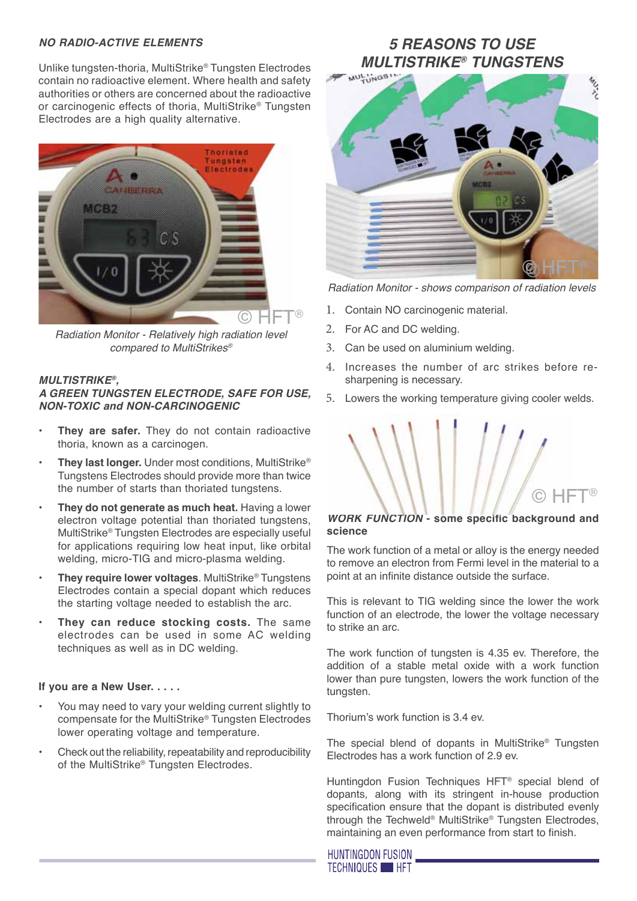### *NO RADIO-ACTIVE ELEMENTS*

Unlike tungsten-thoria, MultiStrike® Tungsten Electrodes contain no radioactive element. Where health and safety authorities or others are concerned about the radioactive or carcinogenic effects of thoria, MultiStrike® Tungsten Electrodes are a high quality alternative.

*Radiation Monitor - Relatively high radiation level compared to MultiStrikes®*

### *MULTISTRIKE®, A GREEN TUNGSTEN ELECTRODE, SAFE FOR USE, NON-TOXIC and NON-CARCINOGENIC*

- **They are safer.** They do not contain radioactive thoria, known as a carcinogen.
- **They last longer.** Under most conditions, MultiStrike® Tungstens Electrodes should provide more than twice the number of starts than thoriated tungstens.
- **They do not generate as much heat.** Having a lower electron voltage potential than thoriated tungstens, MultiStrike® Tungsten Electrodes are especially useful for applications requiring low heat input, like orbital welding, micro-TIG and micro-plasma welding.
- **They require lower voltages**. MultiStrike® Tungstens Electrodes contain a special dopant which reduces the starting voltage needed to establish the arc.
- **They can reduce stocking costs.** The same electrodes can be used in some AC welding techniques as well as in DC welding.

**If you are a New User. . . . .**

- You may need to vary your welding current slightly to compensate for the MultiStrike® Tungsten Electrodes lower operating voltage and temperature.
- Check out the reliability, repeatability and reproducibility of the MultiStrike® Tungsten Electrodes.

## *5 REASONS TO USE MULTISTRIKE® TUNGSTENS*

*Radiation Monitor - shows comparison of radiation levels*

1. Contain NO carcinogenic material.
2. For AC and DC welding.
3. Can be used on aluminium welding.
4. Increases the number of arc strikes before re-sharpening is necessary.
5. Lowers the working temperature giving cooler welds.

### ***WORK FUNCTION*** **- some specific background and science**

The work function of a metal or alloy is the energy needed to remove an electron from Fermi level in the material to a point at an infinite distance outside the surface.

This is relevant to TIG welding since the lower the work function of an electrode, the lower the voltage necessary to strike an arc.

The work function of tungsten is 4.35 ev. Therefore, the addition of a stable metal oxide with a work function lower than pure tungsten, lowers the work function of the tungsten.

Thorium's work function is 3.4 ev.

The special blend of dopants in MultiStrike® Tungsten Electrodes has a work function of 2.9 ev.

Huntingdon Fusion Techniques HFT® special blend of dopants, along with its stringent in-house production specification ensure that the dopant is distributed evenly through the Techweld® MultiStrike® Tungsten Electrodes, maintaining an even performance from start to finish.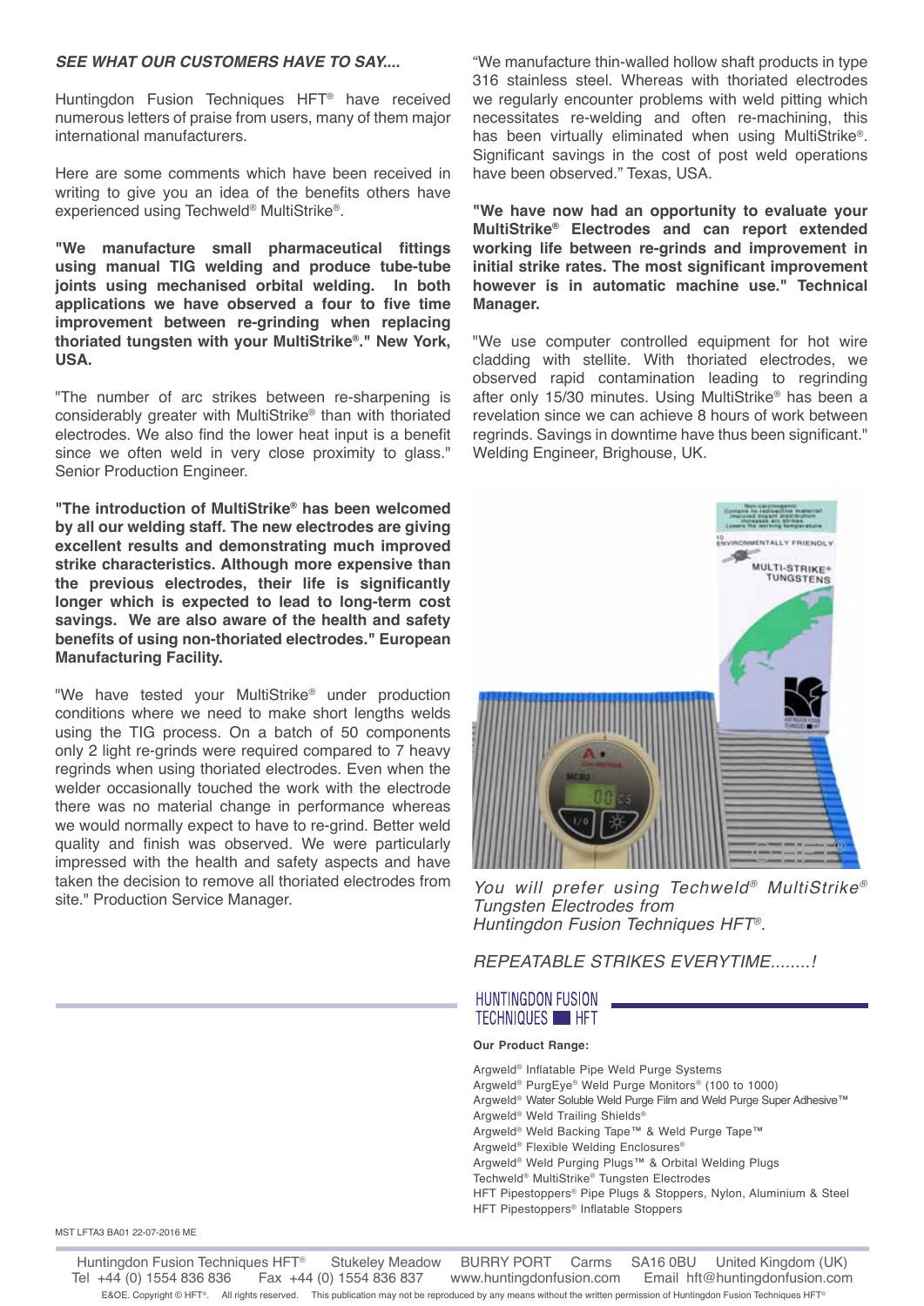***SEE WHAT OUR CUSTOMERS HAVE TO SAY....***

Huntingdon Fusion Techniques HFT® have received numerous letters of praise from users, many of them major international manufacturers.

Here are some comments which have been received in writing to give you an idea of the benefits others have experienced using Techweld® MultiStrike®.

**"We manufacture small pharmaceutical fittings using manual TIG welding and produce tube-tube joints using mechanised orbital welding. In both applications we have observed a four to five time improvement between re-grinding when replacing thoriated tungsten with your MultiStrike®." New York, USA.**

"The number of arc strikes between re-sharpening is considerably greater with MultiStrike® than with thoriated electrodes. We also find the lower heat input is a benefit since we often weld in very close proximity to glass." Senior Production Engineer.

**"The introduction of MultiStrike® has been welcomed by all our welding staff. The new electrodes are giving excellent results and demonstrating much improved strike characteristics. Although more expensive than the previous electrodes, their life is significantly longer which is expected to lead to long-term cost savings. We are also aware of the health and safety benefits of using non-thoriated electrodes." European Manufacturing Facility.**

"We have tested your MultiStrike® under production conditions where we need to make short lengths welds using the TIG process. On a batch of 50 components only 2 light re-grinds were required compared to 7 heavy regrinds when using thoriated electrodes. Even when the welder occasionally touched the work with the electrode there was no material change in performance whereas we would normally expect to have to re-grind. Better weld quality and finish was observed. We were particularly impressed with the health and safety aspects and have taken the decision to remove all thoriated electrodes from site." Production Service Manager.

"We manufacture thin-walled hollow shaft products in type 316 stainless steel. Whereas with thoriated electrodes we regularly encounter problems with weld pitting which necessitates re-welding and often re-machining, this has been virtually eliminated when using MultiStrike®. Significant savings in the cost of post weld operations have been observed." Texas, USA.

**"We have now had an opportunity to evaluate your MultiStrike® Electrodes and can report extended working life between re-grinds and improvement in initial strike rates. The most significant improvement however is in automatic machine use." Technical Manager.**

"We use computer controlled equipment for hot wire cladding with stellite. With thoriated electrodes, we observed rapid contamination leading to regrinding after only 15/30 minutes. Using MultiStrike® has been a revelation since we can achieve 8 hours of work between regrinds. Savings in downtime have thus been significant." Welding Engineer, Brighouse, UK.

*You will prefer using Techweld® MultiStrike® Tungsten Electrodes from Huntingdon Fusion Techniques HFT®.*

*REPEATABLE STRIKES EVERYTIME........!*

HUNTINGDON FUSION TECHNIQUES HFT

**Our Product Range:**

Argweld® Inflatable Pipe Weld Purge Systems
Argweld® PurgEye® Weld Purge Monitors® (100 to 1000)
Argweld® Water Soluble Weld Purge Film and Weld Purge Super Adhesive™
Argweld® Weld Trailing Shields®
Argweld® Weld Backing Tape™ & Weld Purge Tape™
Argweld® Flexible Welding Enclosures®
Argweld® Weld Purging Plugs™ & Orbital Welding Plugs
Techweld® MultiStrike® Tungsten Electrodes
HFT Pipestoppers® Pipe Plugs & Stoppers, Nylon, Aluminium & Steel
HFT Pipestoppers® Inflatable Stoppers

MST LFTA3 BA01 22-07-2016 ME

Huntingdon Fusion Techniques HFT® Stukeley Meadow BURRY PORT Carms SA16 0BU United Kingdom (UK)
Tel +44 (0) 1554 836 836 Fax +44 (0) 1554 836 837 www.huntingdonfusion.com Email hft@huntingdonfusion.com

E&OE. Copyright © HFT®. All rights reserved. This publication may not be reproduced by any means without the written permission of Huntingdon Fusion Techniques HFT®